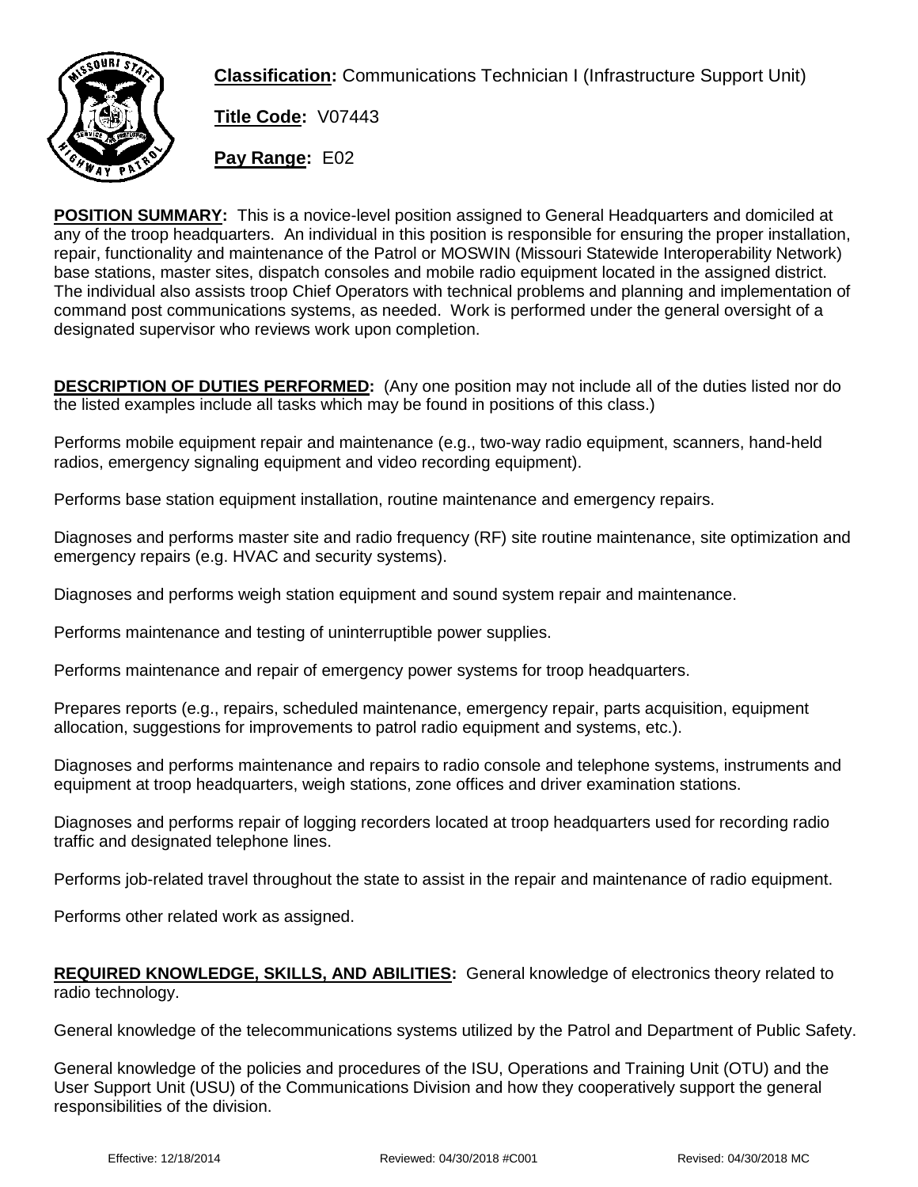**Classification:** Communications Technician I (Infrastructure Support Unit)

**Title Code:** V07443

**Pay Range:** E02

**POSITION SUMMARY:** This is a novice-level position assigned to General Headquarters and domiciled at any of the troop headquarters. An individual in this position is responsible for ensuring the proper installation, repair, functionality and maintenance of the Patrol or MOSWIN (Missouri Statewide Interoperability Network) base stations, master sites, dispatch consoles and mobile radio equipment located in the assigned district. The individual also assists troop Chief Operators with technical problems and planning and implementation of command post communications systems, as needed. Work is performed under the general oversight of a designated supervisor who reviews work upon completion.

**DESCRIPTION OF DUTIES PERFORMED:** (Any one position may not include all of the duties listed nor do the listed examples include all tasks which may be found in positions of this class.)

Performs mobile equipment repair and maintenance (e.g., two-way radio equipment, scanners, hand-held radios, emergency signaling equipment and video recording equipment).

Performs base station equipment installation, routine maintenance and emergency repairs.

Diagnoses and performs master site and radio frequency (RF) site routine maintenance, site optimization and emergency repairs (e.g. HVAC and security systems).

Diagnoses and performs weigh station equipment and sound system repair and maintenance.

Performs maintenance and testing of uninterruptible power supplies.

Performs maintenance and repair of emergency power systems for troop headquarters.

Prepares reports (e.g., repairs, scheduled maintenance, emergency repair, parts acquisition, equipment allocation, suggestions for improvements to patrol radio equipment and systems, etc.).

Diagnoses and performs maintenance and repairs to radio console and telephone systems, instruments and equipment at troop headquarters, weigh stations, zone offices and driver examination stations.

Diagnoses and performs repair of logging recorders located at troop headquarters used for recording radio traffic and designated telephone lines.

Performs job-related travel throughout the state to assist in the repair and maintenance of radio equipment.

Performs other related work as assigned.

**REQUIRED KNOWLEDGE, SKILLS, AND ABILITIES:** General knowledge of electronics theory related to radio technology.

General knowledge of the telecommunications systems utilized by the Patrol and Department of Public Safety.

General knowledge of the policies and procedures of the ISU, Operations and Training Unit (OTU) and the User Support Unit (USU) of the Communications Division and how they cooperatively support the general responsibilities of the division.

Effective: 12/18/2014 Reviewed: 04/30/2018 #C001 Revised: 04/30/2018 MC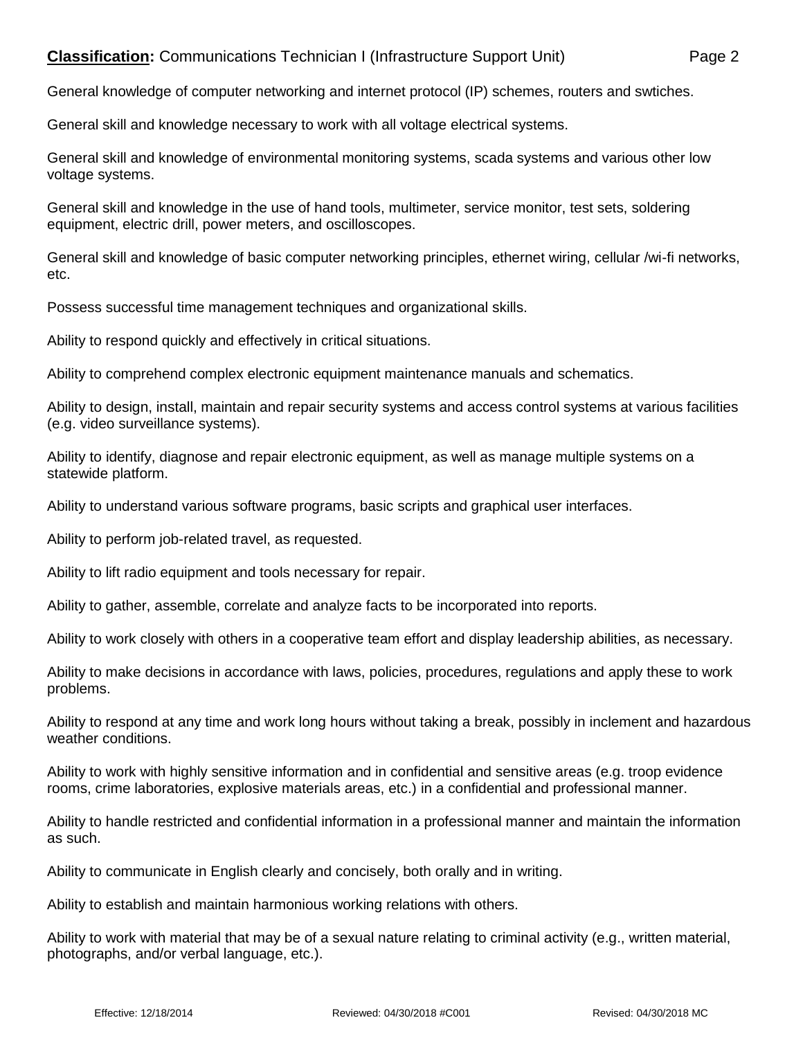General knowledge of computer networking and internet protocol (IP) schemes, routers and swtiches.

General skill and knowledge necessary to work with all voltage electrical systems.

General skill and knowledge of environmental monitoring systems, scada systems and various other low voltage systems.

General skill and knowledge in the use of hand tools, multimeter, service monitor, test sets, soldering equipment, electric drill, power meters, and oscilloscopes.

General skill and knowledge of basic computer networking principles, ethernet wiring, cellular /wi-fi networks, etc.

Possess successful time management techniques and organizational skills.

Ability to respond quickly and effectively in critical situations.

Ability to comprehend complex electronic equipment maintenance manuals and schematics.

Ability to design, install, maintain and repair security systems and access control systems at various facilities (e.g. video surveillance systems).

Ability to identify, diagnose and repair electronic equipment, as well as manage multiple systems on a statewide platform.

Ability to understand various software programs, basic scripts and graphical user interfaces.

Ability to perform job-related travel, as requested.

Ability to lift radio equipment and tools necessary for repair.

Ability to gather, assemble, correlate and analyze facts to be incorporated into reports.

Ability to work closely with others in a cooperative team effort and display leadership abilities, as necessary.

Ability to make decisions in accordance with laws, policies, procedures, regulations and apply these to work problems.

Ability to respond at any time and work long hours without taking a break, possibly in inclement and hazardous weather conditions.

Ability to work with highly sensitive information and in confidential and sensitive areas (e.g. troop evidence rooms, crime laboratories, explosive materials areas, etc.) in a confidential and professional manner.

Ability to handle restricted and confidential information in a professional manner and maintain the information as such.

Ability to communicate in English clearly and concisely, both orally and in writing.

Ability to establish and maintain harmonious working relations with others.

Ability to work with material that may be of a sexual nature relating to criminal activity (e.g., written material, photographs, and/or verbal language, etc.).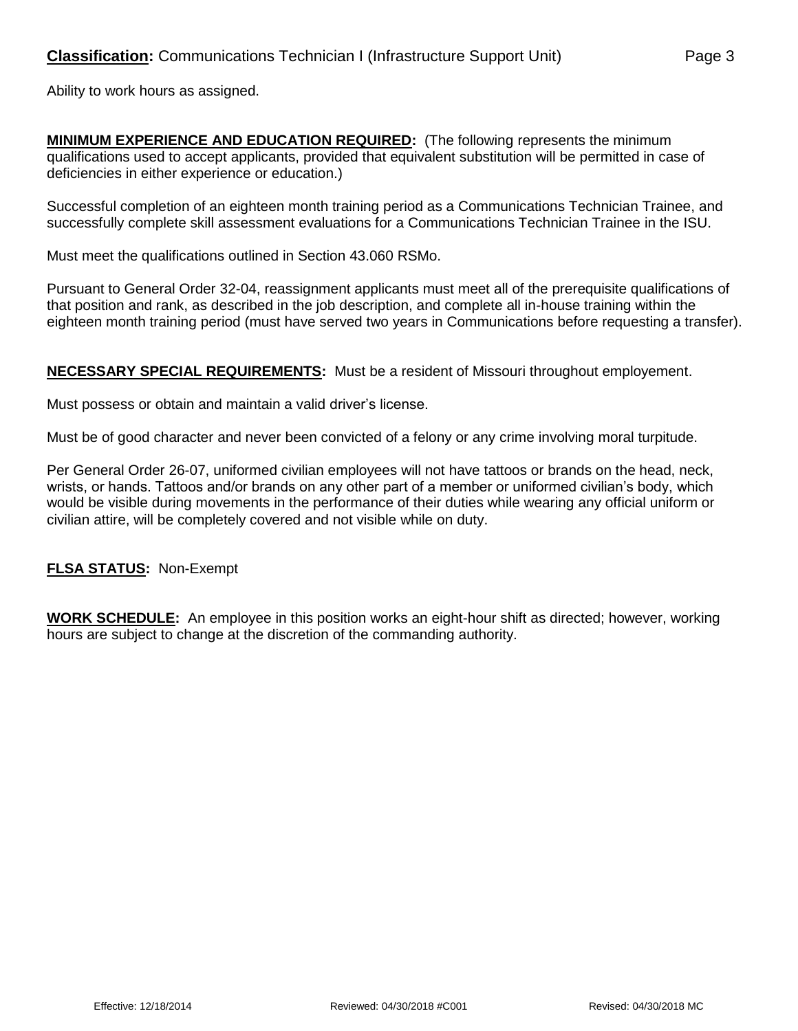Ability to work hours as assigned.

**MINIMUM EXPERIENCE AND EDUCATION REQUIRED:** (The following represents the minimum qualifications used to accept applicants, provided that equivalent substitution will be permitted in case of deficiencies in either experience or education.)

Successful completion of an eighteen month training period as a Communications Technician Trainee, and successfully complete skill assessment evaluations for a Communications Technician Trainee in the ISU.

Must meet the qualifications outlined in Section 43.060 RSMo.

Pursuant to General Order 32-04, reassignment applicants must meet all of the prerequisite qualifications of that position and rank, as described in the job description, and complete all in-house training within the eighteen month training period (must have served two years in Communications before requesting a transfer).

**NECESSARY SPECIAL REQUIREMENTS:** Must be a resident of Missouri throughout employement.

Must possess or obtain and maintain a valid driver's license.

Must be of good character and never been convicted of a felony or any crime involving moral turpitude.

Per General Order 26-07, uniformed civilian employees will not have tattoos or brands on the head, neck, wrists, or hands. Tattoos and/or brands on any other part of a member or uniformed civilian's body, which would be visible during movements in the performance of their duties while wearing any official uniform or civilian attire, will be completely covered and not visible while on duty.

**FLSA STATUS:** Non-Exempt

**WORK SCHEDULE:** An employee in this position works an eight-hour shift as directed; however, working hours are subject to change at the discretion of the commanding authority.

Effective: 12/18/2014 Reviewed: 04/30/2018 #C001 Revised: 04/30/2018 MC